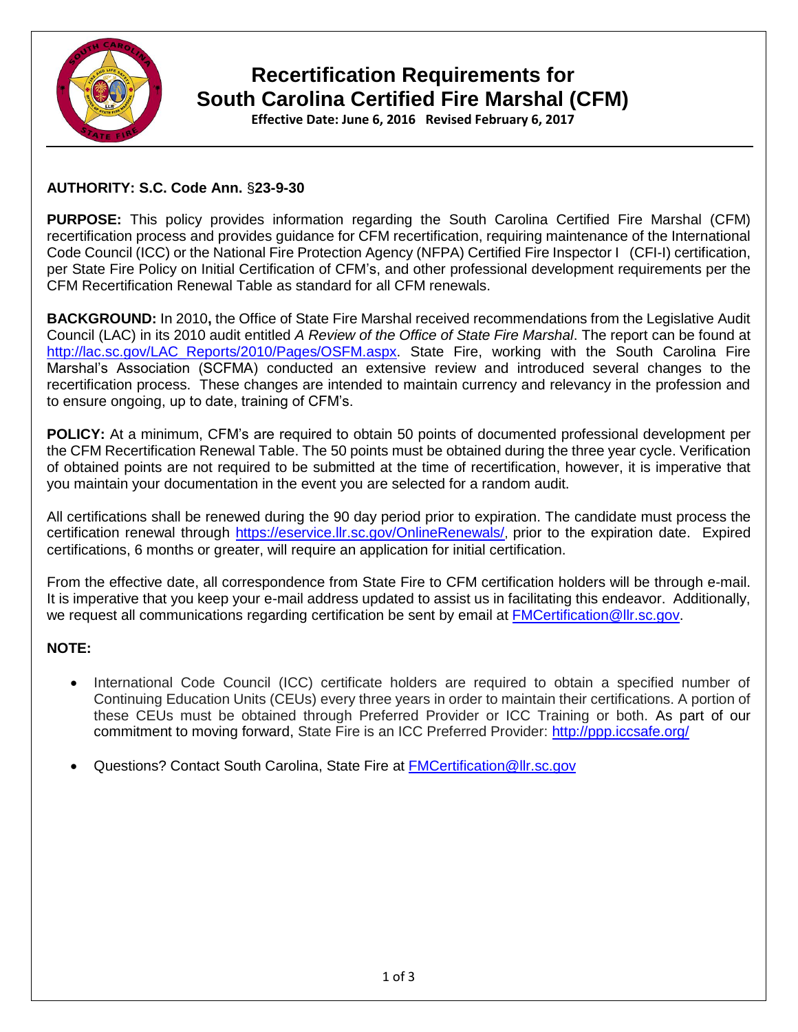# Recertification Requirements for South Carolina Certified Fire Marshal (CFM)

**Effective Date: June 6, 2016 Revised February 6, 2017**

**AUTHORITY: S.C. Code Ann.** §**23-9-30**

**PURPOSE:** This policy provides information regarding the South Carolina Certified Fire Marshal (CFM) recertification process and provides guidance for CFM recertification, requiring maintenance of the International Code Council (ICC) or the National Fire Protection Agency (NFPA) Certified Fire Inspector I (CFI-I) certification, per State Fire Policy on Initial Certification of CFM's, and other professional development requirements per the CFM Recertification Renewal Table as standard for all CFM renewals.

**BACKGROUND:** In 2010**,** the Office of State Fire Marshal received recommendations from the Legislative Audit Council (LAC) in its 2010 audit entitled *A Review of the Office of State Fire Marshal*. The report can be found at http://lac.sc.gov/LAC_Reports/2010/Pages/OSFM.aspx. State Fire, working with the South Carolina Fire Marshal's Association (SCFMA) conducted an extensive review and introduced several changes to the recertification process. These changes are intended to maintain currency and relevancy in the profession and to ensure ongoing, up to date, training of CFM's.

**POLICY:** At a minimum, CFM's are required to obtain 50 points of documented professional development per the CFM Recertification Renewal Table. The 50 points must be obtained during the three year cycle. Verification of obtained points are not required to be submitted at the time of recertification, however, it is imperative that you maintain your documentation in the event you are selected for a random audit.

All certifications shall be renewed during the 90 day period prior to expiration. The candidate must process the certification renewal through https://eservice.llr.sc.gov/OnlineRenewals/, prior to the expiration date. Expired certifications, 6 months or greater, will require an application for initial certification.

From the effective date, all correspondence from State Fire to CFM certification holders will be through e-mail. It is imperative that you keep your e-mail address updated to assist us in facilitating this endeavor. Additionally, we request all communications regarding certification be sent by email at FMCertification@llr.sc.gov.

**NOTE:**

- International Code Council (ICC) certificate holders are required to obtain a specified number of Continuing Education Units (CEUs) every three years in order to maintain their certifications. A portion of these CEUs must be obtained through Preferred Provider or ICC Training or both. As part of our commitment to moving forward, State Fire is an ICC Preferred Provider: http://ppp.iccsafe.org/
- Questions? Contact South Carolina, State Fire at FMCertification@llr.sc.gov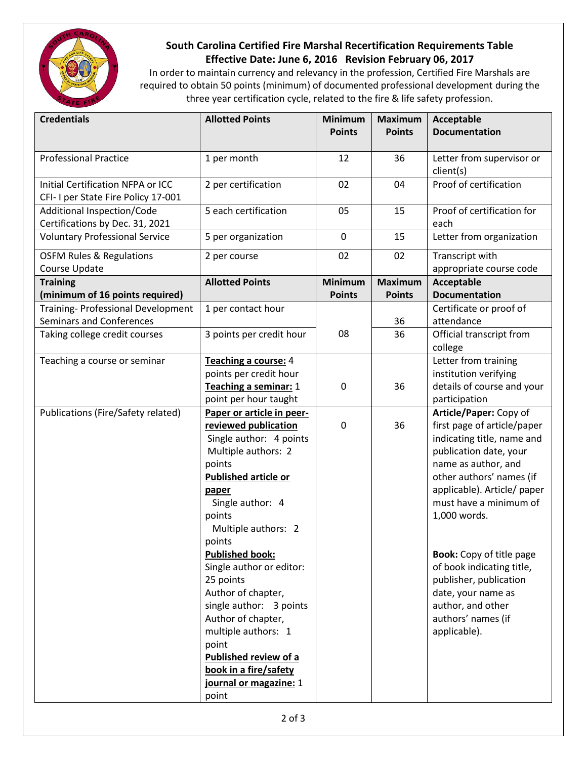## South Carolina Certified Fire Marshal Recertification Requirements Table

**Effective Date: June 6, 2016 Revision February 06, 2017**

In order to maintain currency and relevancy in the profession, Certified Fire Marshals are required to obtain 50 points (minimum) of documented professional development during the three year certification cycle, related to the fire & life safety profession.

| **Credentials** | **Allotted Points** | **Minimum Points** | **Maximum Points** | **Acceptable Documentation** |
|---|---|---|---|---|
| Professional Practice | 1 per month | 12 | 36 | Letter from supervisor or client(s) |
| Initial Certification NFPA or ICC CFI- I per State Fire Policy 17-001 | 2 per certification | 02 | 04 | Proof of certification |
| Additional Inspection/Code Certifications by Dec. 31, 2021 | 5 each certification | 05 | 15 | Proof of certification for each |
| Voluntary Professional Service | 5 per organization | 0 | 15 | Letter from organization |
| OSFM Rules & Regulations Course Update | 2 per course | 02 | 02 | Transcript with appropriate course code |
| **Training (minimum of 16 points required)** | **Allotted Points** | **Minimum Points** | **Maximum Points** | **Acceptable Documentation** |
| Training- Professional Development Seminars and Conferences | 1 per contact hour | 08 | 36 | Certificate or proof of attendance |
| Taking college credit courses | 3 points per credit hour | | 36 | Official transcript from college |
| Teaching a course or seminar | **Teaching a course:** 4 points per credit hour<br>**Teaching a seminar:** 1 point per hour taught | 0 | 36 | Letter from training institution verifying details of course and your participation |
| Publications (Fire/Safety related) | **Paper or article in peer-reviewed publication**<br>Single author: 4 points<br>Multiple authors: 2 points<br>**Published article or paper**<br>Single author: 4 points<br>Multiple authors: 2 points<br>**Published book:**<br>Single author or editor: 25 points<br>Author of chapter, single author: 3 points<br>Author of chapter, multiple authors: 1 point<br>**Published review of a book in a fire/safety journal or magazine:** 1 point | 0 | 36 | **Article/Paper:** Copy of first page of article/paper indicating title, name and publication date, your name as author, and other authors' names (if applicable). Article/ paper must have a minimum of 1,000 words.<br><br>**Book:** Copy of title page of book indicating title, publisher, publication date, your name as author, and other authors' names (if applicable). |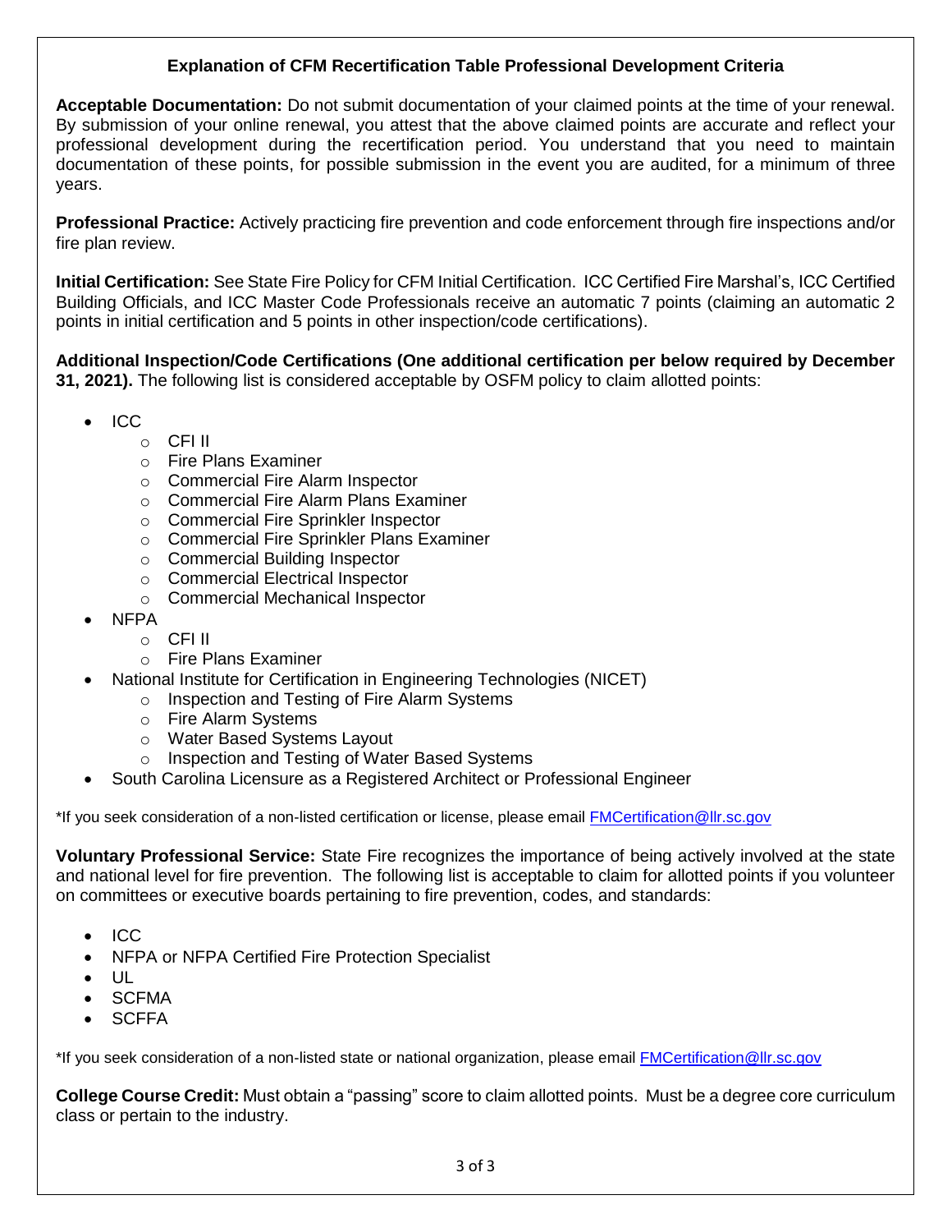## Explanation of CFM Recertification Table Professional Development Criteria

**Acceptable Documentation:** Do not submit documentation of your claimed points at the time of your renewal. By submission of your online renewal, you attest that the above claimed points are accurate and reflect your professional development during the recertification period. You understand that you need to maintain documentation of these points, for possible submission in the event you are audited, for a minimum of three years.

**Professional Practice:** Actively practicing fire prevention and code enforcement through fire inspections and/or fire plan review.

**Initial Certification:** See State Fire Policy for CFM Initial Certification. ICC Certified Fire Marshal's, ICC Certified Building Officials, and ICC Master Code Professionals receive an automatic 7 points (claiming an automatic 2 points in initial certification and 5 points in other inspection/code certifications).

**Additional Inspection/Code Certifications (One additional certification per below required by December 31, 2021).** The following list is considered acceptable by OSFM policy to claim allotted points:

- ICC
  - CFI II
  - Fire Plans Examiner
  - Commercial Fire Alarm Inspector
  - Commercial Fire Alarm Plans Examiner
  - Commercial Fire Sprinkler Inspector
  - Commercial Fire Sprinkler Plans Examiner
  - Commercial Building Inspector
  - Commercial Electrical Inspector
  - Commercial Mechanical Inspector
- NFPA
  - CFI II
  - Fire Plans Examiner
- National Institute for Certification in Engineering Technologies (NICET)
  - Inspection and Testing of Fire Alarm Systems
  - Fire Alarm Systems
  - Water Based Systems Layout
  - Inspection and Testing of Water Based Systems
- South Carolina Licensure as a Registered Architect or Professional Engineer

*If you seek consideration of a non-listed certification or license, please email FMCertification@llr.sc.gov

**Voluntary Professional Service:** State Fire recognizes the importance of being actively involved at the state and national level for fire prevention. The following list is acceptable to claim for allotted points if you volunteer on committees or executive boards pertaining to fire prevention, codes, and standards:

- ICC
- NFPA or NFPA Certified Fire Protection Specialist
- UL
- SCFMA
- SCFFA

*If you seek consideration of a non-listed state or national organization, please email FMCertification@llr.sc.gov

**College Course Credit:** Must obtain a "passing" score to claim allotted points. Must be a degree core curriculum class or pertain to the industry.